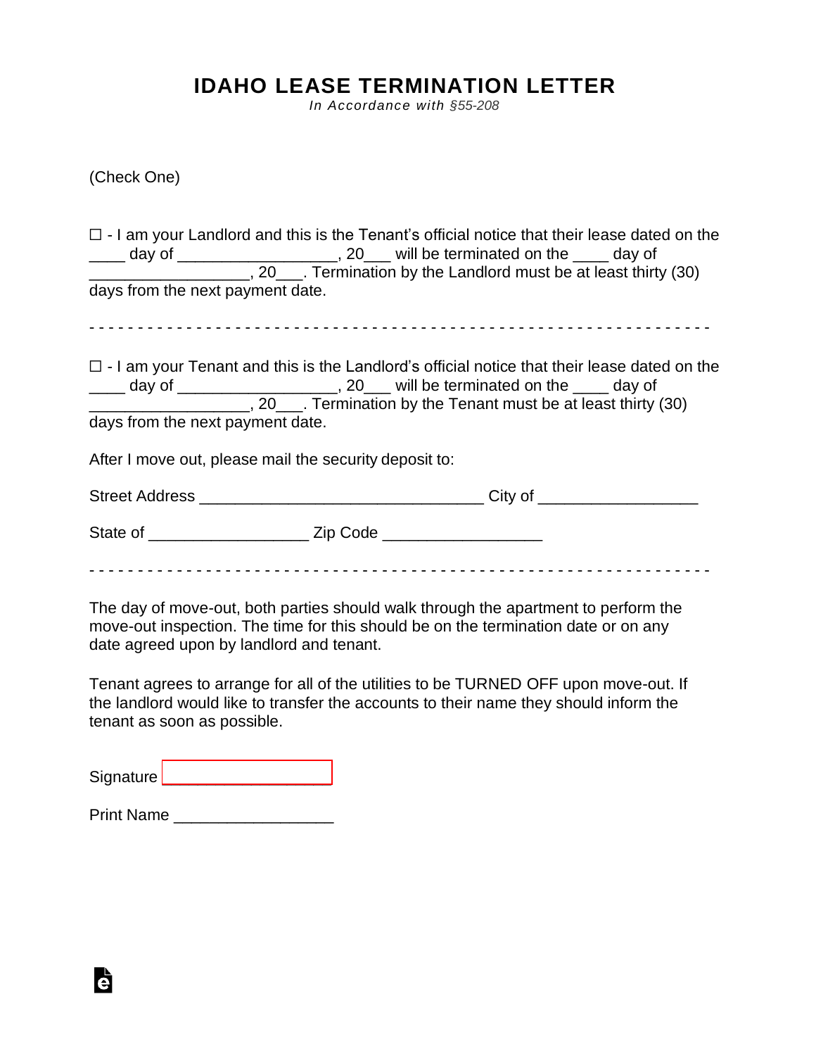# IDAHO LEASE TERMINATION LETTER

*In Accordance with §55-208*

(Check One)

☐ - I am your Landlord and this is the Tenant's official notice that their lease dated on the ____ day of __________________, 20___ will be terminated on the ____ day of __________________, 20___. Termination by the Landlord must be at least thirty (30) days from the next payment date.

- - - - - - - - - - - - - - - - - - - - - - - - - - - - - - - - - - - - - - - - - - - - - - - - - - - - - - - - - - - -

☐ - I am your Tenant and this is the Landlord's official notice that their lease dated on the ____ day of __________________, 20___ will be terminated on the ____ day of __________________, 20___. Termination by the Tenant must be at least thirty (30) days from the next payment date.

After I move out, please mail the security deposit to:

Street Address ________________________________ City of __________________

State of __________________ Zip Code __________________

- - - - - - - - - - - - - - - - - - - - - - - - - - - - - - - - - - - - - - - - - - - - - - - - - - - - - - - - - - - -

The day of move-out, both parties should walk through the apartment to perform the move-out inspection. The time for this should be on the termination date or on any date agreed upon by landlord and tenant.

Tenant agrees to arrange for all of the utilities to be TURNED OFF upon move-out. If the landlord would like to transfer the accounts to their name they should inform the tenant as soon as possible.

Signature ____________________

Print Name __________________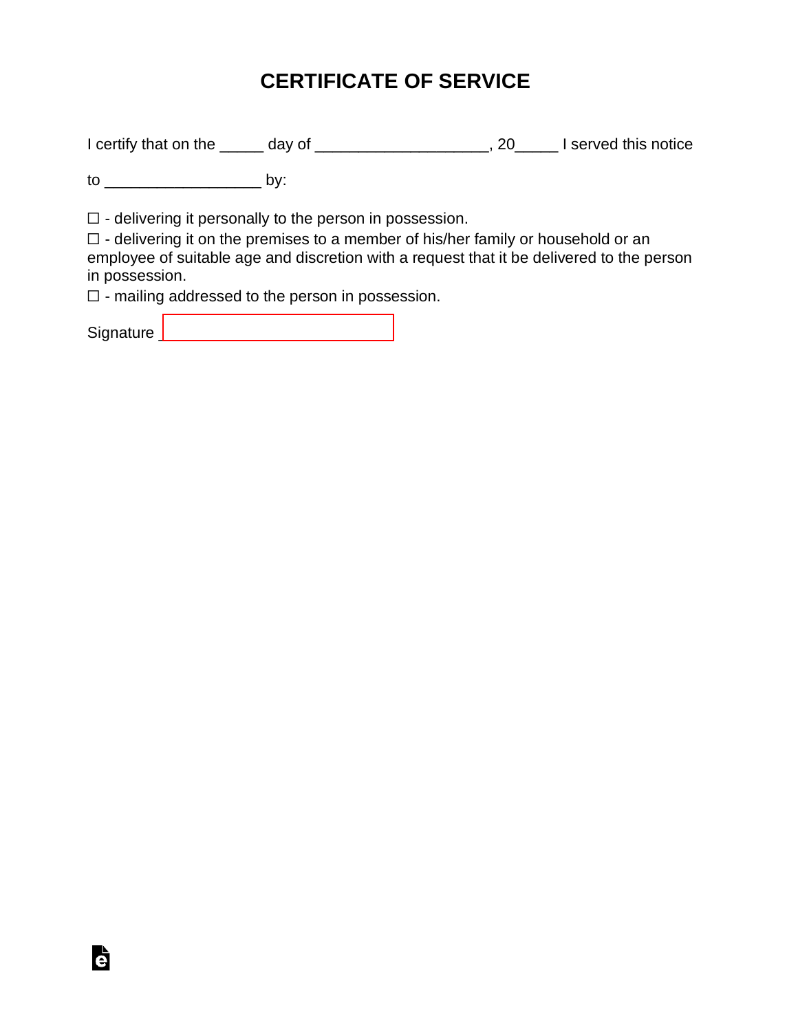# CERTIFICATE OF SERVICE

I certify that on the _____ day of ___________________, 20_____ I served this notice

to _________________ by:

☐ - delivering it personally to the person in possession.
☐ - delivering it on the premises to a member of his/her family or household or an employee of suitable age and discretion with a request that it be delivered to the person in possession.
☐ - mailing addressed to the person in possession.

Signature ___________________________